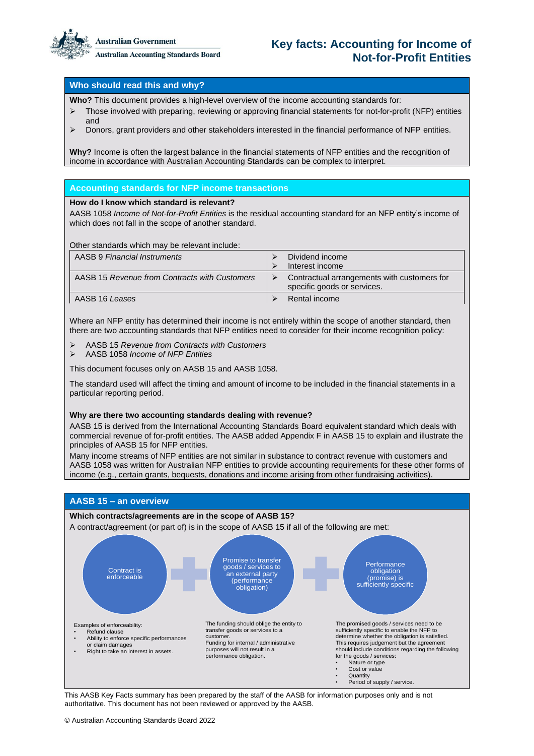Australian Government
Australian Accounting Standards Board

# Key facts: Accounting for Income of Not-for-Profit Entities

## Who should read this and why?

**Who?** This document provides a high-level overview of the income accounting standards for:

- Those involved with preparing, reviewing or approving financial statements for not-for-profit (NFP) entities and
- Donors, grant providers and other stakeholders interested in the financial performance of NFP entities.

**Why?** Income is often the largest balance in the financial statements of NFP entities and the recognition of income in accordance with Australian Accounting Standards can be complex to interpret.

## Accounting standards for NFP income transactions

**How do I know which standard is relevant?**

AASB 1058 *Income of Not-for-Profit Entities* is the residual accounting standard for an NFP entity's income of which does not fall in the scope of another standard.

Other standards which may be relevant include:

| Standard | Income |
|---|---|
| AASB 9 *Financial Instruments* | Dividend income<br>Interest income |
| AASB 15 *Revenue from Contracts with Customers* | Contractual arrangements with customers for specific goods or services. |
| AASB 16 *Leases* | Rental income |

Where an NFP entity has determined their income is not entirely within the scope of another standard, then there are two accounting standards that NFP entities need to consider for their income recognition policy:

- AASB 15 *Revenue from Contracts with Customers*
- AASB 1058 *Income of NFP Entities*

This document focuses only on AASB 15 and AASB 1058.

The standard used will affect the timing and amount of income to be included in the financial statements in a particular reporting period.

**Why are there two accounting standards dealing with revenue?**

AASB 15 is derived from the International Accounting Standards Board equivalent standard which deals with commercial revenue of for-profit entities. The AASB added Appendix F in AASB 15 to explain and illustrate the principles of AASB 15 for NFP entities.

Many income streams of NFP entities are not similar in substance to contract revenue with customers and AASB 1058 was written for Australian NFP entities to provide accounting requirements for these other forms of income (e.g., certain grants, bequests, donations and income arising from other fundraising activities).

## AASB 15 – an overview

**Which contracts/agreements are in the scope of AASB 15?**

A contract/agreement (or part of) is in the scope of AASB 15 if all of the following are met:

**Contract is enforceable** + **Promise to transfer goods / services to an external party (performance obligation)** + **Performance obligation (promise) is sufficiently specific**

Examples of enforceability:

- Refund clause
- Ability to enforce specific performances or claim damages
- Right to take an interest in assets.

The funding should oblige the entity to transfer goods or services to a customer.
Funding for internal / administrative purposes will not result in a performance obligation.

The promised goods / services need to be sufficiently specific to enable the NFP to determine whether the obligation is satisfied. This requires judgement but the agreement should include conditions regarding the following for the goods / services:

- Nature or type
- Cost or value
- Quantity
- Period of supply / service.

This AASB Key Facts summary has been prepared by the staff of the AASB for information purposes only and is not authoritative. This document has not been reviewed or approved by the AASB.

© Australian Accounting Standards Board 2022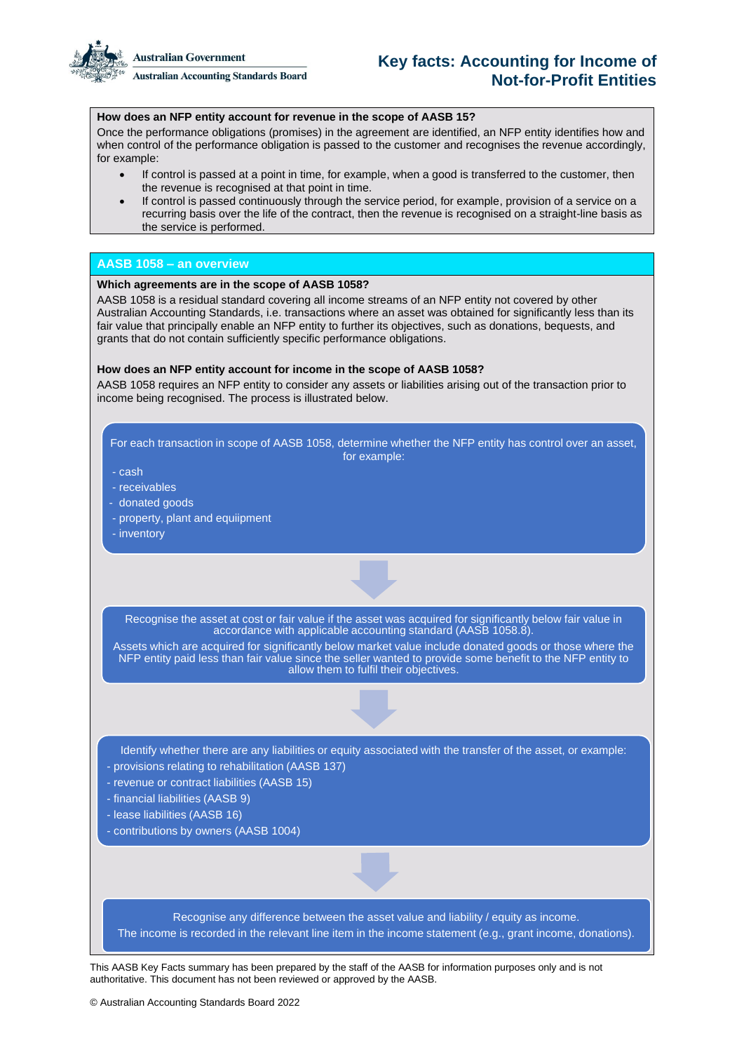**How does an NFP entity account for revenue in the scope of AASB 15?**

Once the performance obligations (promises) in the agreement are identified, an NFP entity identifies how and when control of the performance obligation is passed to the customer and recognises the revenue accordingly, for example:

- If control is passed at a point in time, for example, when a good is transferred to the customer, then the revenue is recognised at that point in time.
- If control is passed continuously through the service period, for example, provision of a service on a recurring basis over the life of the contract, then the revenue is recognised on a straight-line basis as the service is performed.

## AASB 1058 – an overview

**Which agreements are in the scope of AASB 1058?**

AASB 1058 is a residual standard covering all income streams of an NFP entity not covered by other Australian Accounting Standards, i.e. transactions where an asset was obtained for significantly less than its fair value that principally enable an NFP entity to further its objectives, such as donations, bequests, and grants that do not contain sufficiently specific performance obligations.

**How does an NFP entity account for income in the scope of AASB 1058?**

AASB 1058 requires an NFP entity to consider any assets or liabilities arising out of the transaction prior to income being recognised. The process is illustrated below.

For each transaction in scope of AASB 1058, determine whether the NFP entity has control over an asset, for example:

- cash
- receivables
- donated goods
- property, plant and equipment
- inventory

↓

Recognise the asset at cost or fair value if the asset was acquired for significantly below fair value in accordance with applicable accounting standard (AASB 1058.8).

Assets which are acquired for significantly below market value include donated goods or those where the NFP entity paid less than fair value since the seller wanted to provide some benefit to the NFP entity to allow them to fulfil their objectives.

↓

Identify whether there are any liabilities or equity associated with the transfer of the asset, or example:

- provisions relating to rehabilitation (AASB 137)
- revenue or contract liabilities (AASB 15)
- financial liabilities (AASB 9)
- lease liabilities (AASB 16)
- contributions by owners (AASB 1004)

↓

Recognise any difference between the asset value and liability / equity as income.

The income is recorded in the relevant line item in the income statement (e.g., grant income, donations).

This AASB Key Facts summary has been prepared by the staff of the AASB for information only and is not authoritative. This document has not been reviewed or approved by the AASB.

© Australian Accounting Standards Board 2022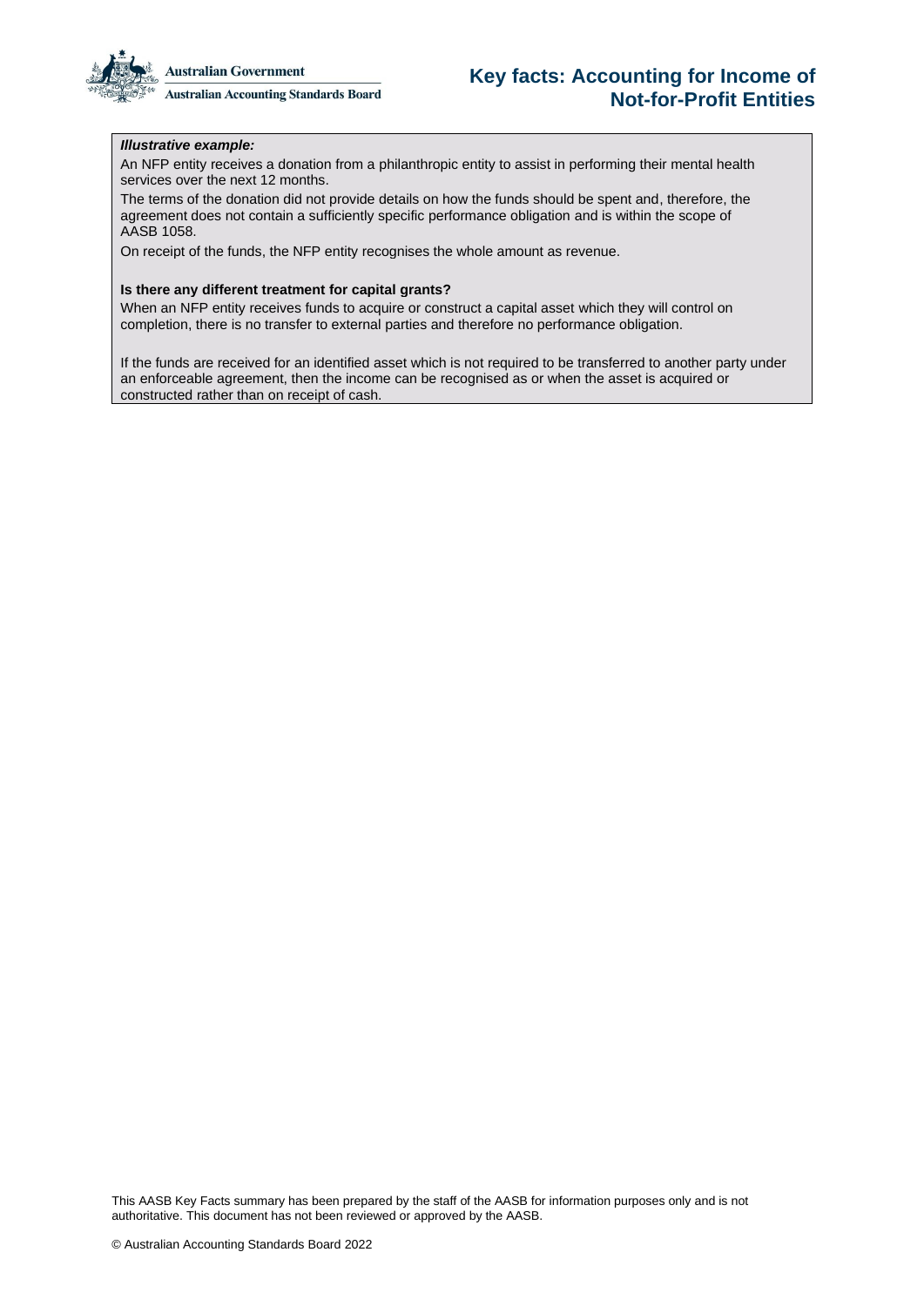***Illustrative example:***

An NFP entity receives a donation from a philanthropic entity to assist in performing their mental health services over the next 12 months.

The terms of the donation did not provide details on how the funds should be spent and, therefore, the agreement does not contain a sufficiently specific performance obligation and is within the scope of AASB 1058.

On receipt of the funds, the NFP entity recognises the whole amount as revenue.

**Is there any different treatment for capital grants?**

When an NFP entity receives funds to acquire or construct a capital asset which they will control on completion, there is no transfer to external parties and therefore no performance obligation.

If the funds are received for an identified asset which is not required to be transferred to another party under an enforceable agreement, then the income can be recognised as or when the asset is acquired or constructed rather than on receipt of cash.

This AASB Key Facts summary has been prepared by the staff of the AASB for information purposes only and is not authoritative. This document has not been reviewed or approved by the AASB.

© Australian Accounting Standards Board 2022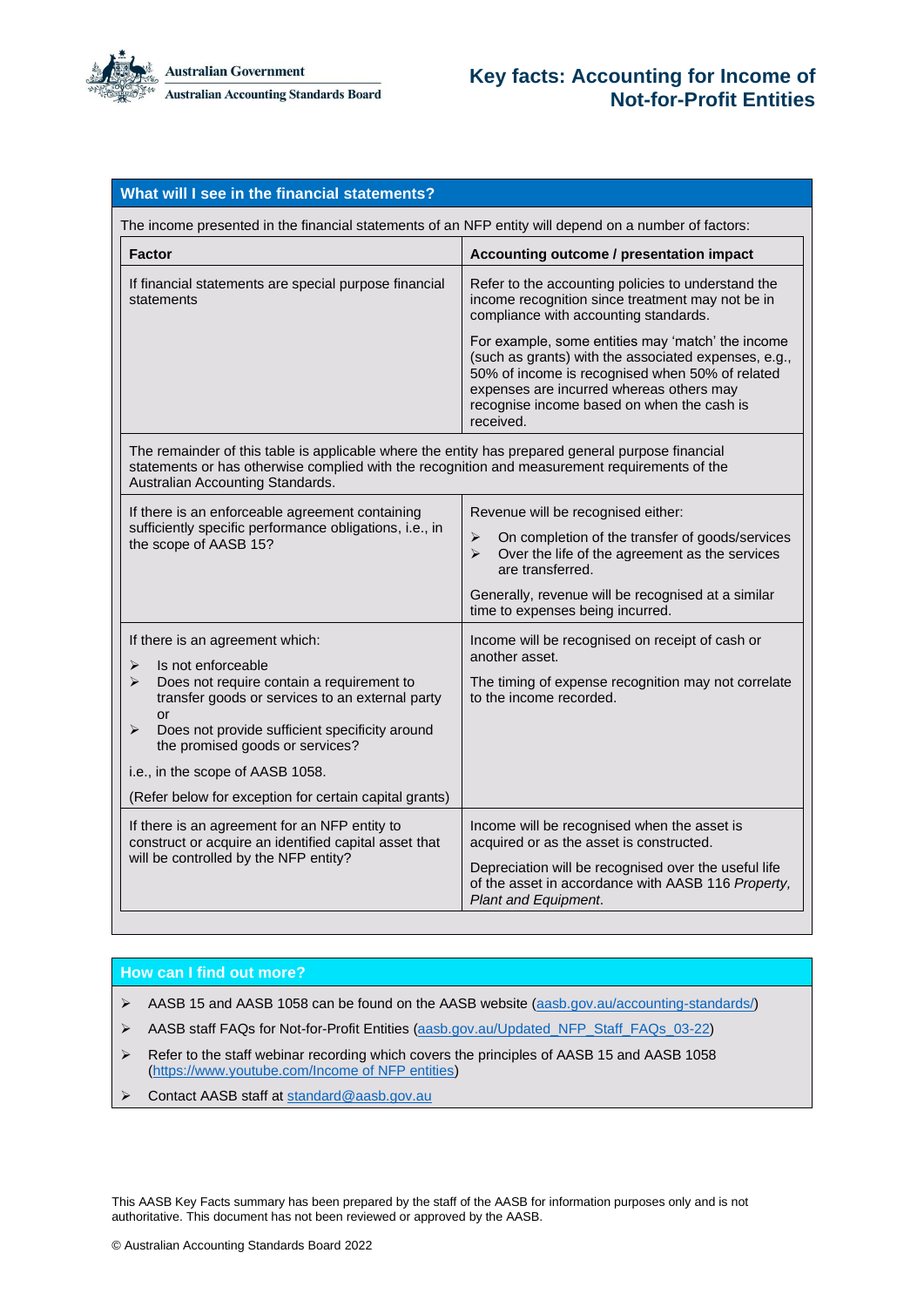## What will I see in the financial statements?

The income presented in the financial statements of an NFP entity will depend on a number of factors:

| Factor | Accounting outcome / presentation impact |
|---|---|
| If financial statements are special purpose financial statements | Refer to the accounting policies to understand the income recognition since treatment may not be in compliance with accounting standards.<br><br>For example, some entities may 'match' the income (such as grants) with the associated expenses, e.g., 50% of income is recognised when 50% of related expenses are incurred whereas others may recognise income based on when the cash is received. |
| The remainder of this table is applicable where the entity has prepared general purpose financial statements or has otherwise complied with the recognition and measurement requirements of the Australian Accounting Standards. | |
| If there is an enforceable agreement containing sufficiently specific performance obligations, i.e., in the scope of AASB 15? | Revenue will be recognised either:<br>➢ On completion of the transfer of goods/services<br>➢ Over the life of the agreement as the services are transferred.<br><br>Generally, revenue will be recognised at a similar time to expenses being incurred. |
| If there is an agreement which:<br>➢ Is not enforceable<br>➢ Does not require contain a requirement to transfer goods or services to an external party or<br>➢ Does not provide sufficient specificity around the promised goods or services?<br><br>i.e., in the scope of AASB 1058.<br><br>(Refer below for exception for certain capital grants) | Income will be recognised on receipt of cash or another asset.<br><br>The timing of expense recognition may not correlate to the income recorded. |
| If there is an agreement for an NFP entity to construct or acquire an identified capital asset that will be controlled by the NFP entity? | Income will be recognised when the asset is acquired or as the asset is constructed.<br><br>Depreciation will be recognised over the useful life of the asset in accordance with AASB 116 *Property, Plant and Equipment*. |

## How can I find out more?

- AASB 15 and AASB 1058 can be found on the AASB website (aasb.gov.au/accounting-standards/)
- AASB staff FAQs for Not-for-Profit Entities (aasb.gov.au/Updated_NFP_Staff_FAQs_03-22)
- Refer to the staff webinar recording which covers the principles of AASB 15 and AASB 1058 (https://www.youtube.com/Income of NFP entities)
- Contact AASB staff at standard@aasb.gov.au

This AASB Key Facts summary has been prepared by the staff of the AASB for information purposes only and is not authoritative. This document has not been reviewed or approved by the AASB.

© Australian Accounting Standards Board 2022